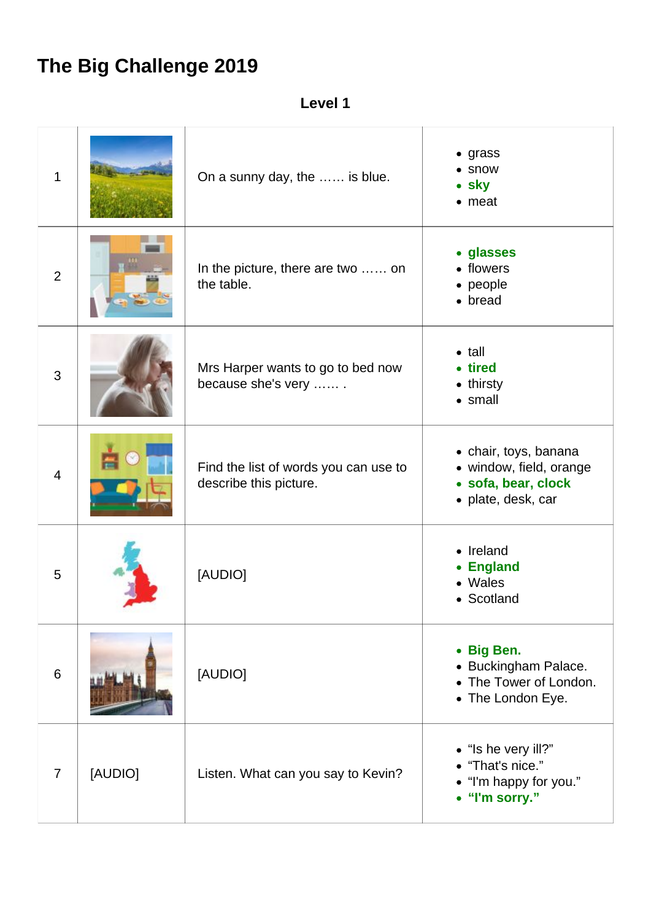# The Big Challenge 2019

**Level 1**

| | | | |
|---|---|---|---|
| 1 | | On a sunny day, the …… is blue. | • grass<br>• snow<br>• **sky**<br>• meat |
| 2 | | In the picture, there are two …… on the table. | • **glasses**<br>• flowers<br>• people<br>• bread |
| 3 | | Mrs Harper wants to go to bed now because she's very …… . | • tall<br>• **tired**<br>• thirsty<br>• small |
| 4 | | Find the list of words you can use to describe this picture. | • chair, toys, banana<br>• window, field, orange<br>• **sofa, bear, clock**<br>• plate, desk, car |
| 5 | | [AUDIO] | • Ireland<br>• **England**<br>• Wales<br>• Scotland |
| 6 | | [AUDIO] | • **Big Ben.**<br>• Buckingham Palace.<br>• The Tower of London.<br>• The London Eye. |
| 7 | [AUDIO] | Listen. What can you say to Kevin? | • "Is he very ill?"<br>• "That's nice."<br>• "I'm happy for you."<br>• **"I'm sorry."** |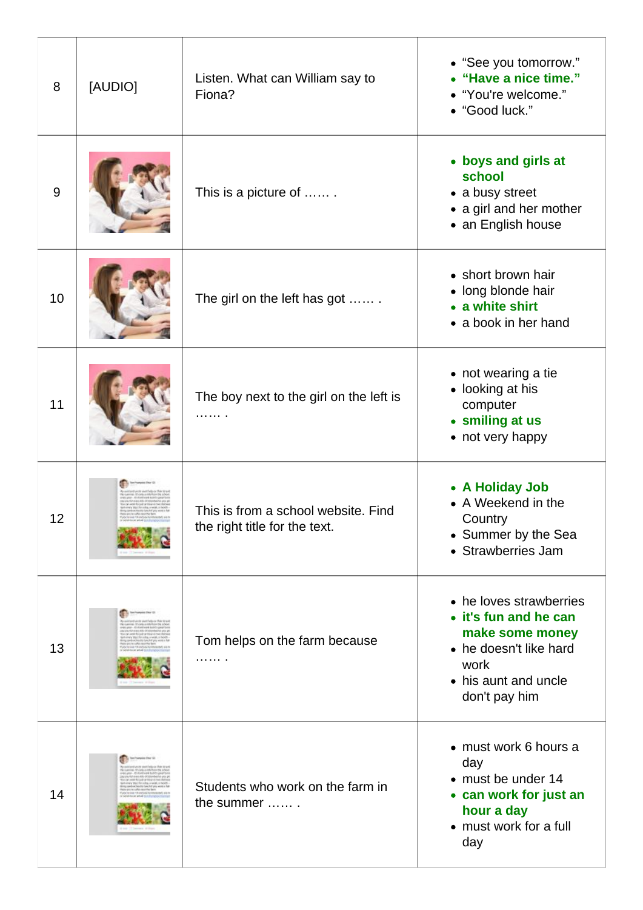| | | | |
|---|---|---|---|
| 8 | [AUDIO] | Listen. What can William say to Fiona? | • "See you tomorrow."<br>• **"Have a nice time."**<br>• "You're welcome."<br>• "Good luck." |
| 9 | | This is a picture of …… . | • **boys and girls at school**<br>• a busy street<br>• a girl and her mother<br>• an English house |
| 10 | | The girl on the left has got …… . | • short brown hair<br>• long blonde hair<br>• **a white shirt**<br>• a book in her hand |
| 11 | | The boy next to the girl on the left is …… . | • not wearing a tie<br>• looking at his computer<br>• **smiling at us**<br>• not very happy |
| 12 | | This is from a school website. Find the right title for the text. | • **A Holiday Job**<br>• A Weekend in the Country<br>• Summer by the Sea<br>• Strawberries Jam |
| 13 | | Tom helps on the farm because …… . | • he loves strawberries<br>• **it's fun and he can make some money**<br>• he doesn't like hard work<br>• his aunt and uncle don't pay him |
| 14 | | Students who work on the farm in the summer …… . | • must work 6 hours a day<br>• must be under 14<br>• **can work for just an hour a day**<br>• must work for a full day |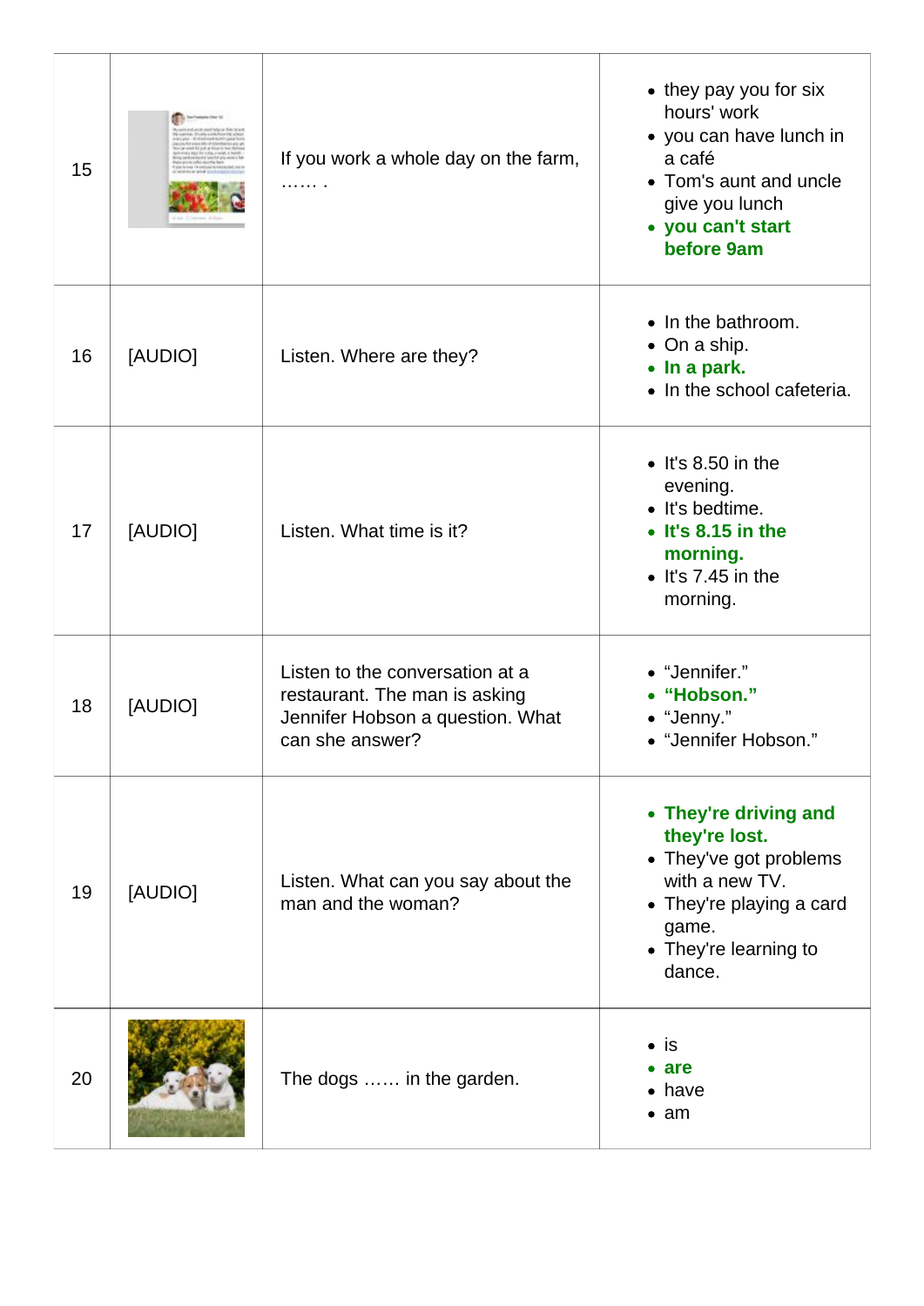| | | | |
|---|---|---|---|
| 15 | | If you work a whole day on the farm, ...... . | • they pay you for six hours' work<br>• you can have lunch in a café<br>• Tom's aunt and uncle give you lunch<br>• **you can't start before 9am** |
| 16 | [AUDIO] | Listen. Where are they? | • In the bathroom.<br>• On a ship.<br>• **In a park.**<br>• In the school cafeteria. |
| 17 | [AUDIO] | Listen. What time is it? | • It's 8.50 in the evening.<br>• It's bedtime.<br>• **It's 8.15 in the morning.**<br>• It's 7.45 in the morning. |
| 18 | [AUDIO] | Listen to the conversation at a restaurant. The man is asking Jennifer Hobson a question. What can she answer? | • "Jennifer."<br>• **"Hobson."**<br>• "Jenny."<br>• "Jennifer Hobson." |
| 19 | [AUDIO] | Listen. What can you say about the man and the woman? | • **They're driving and they're lost.**<br>• They've got problems with a new TV.<br>• They're playing a card game.<br>• They're learning to dance. |
| 20 | | The dogs ...... in the garden. | • is<br>• **are**<br>• have<br>• am |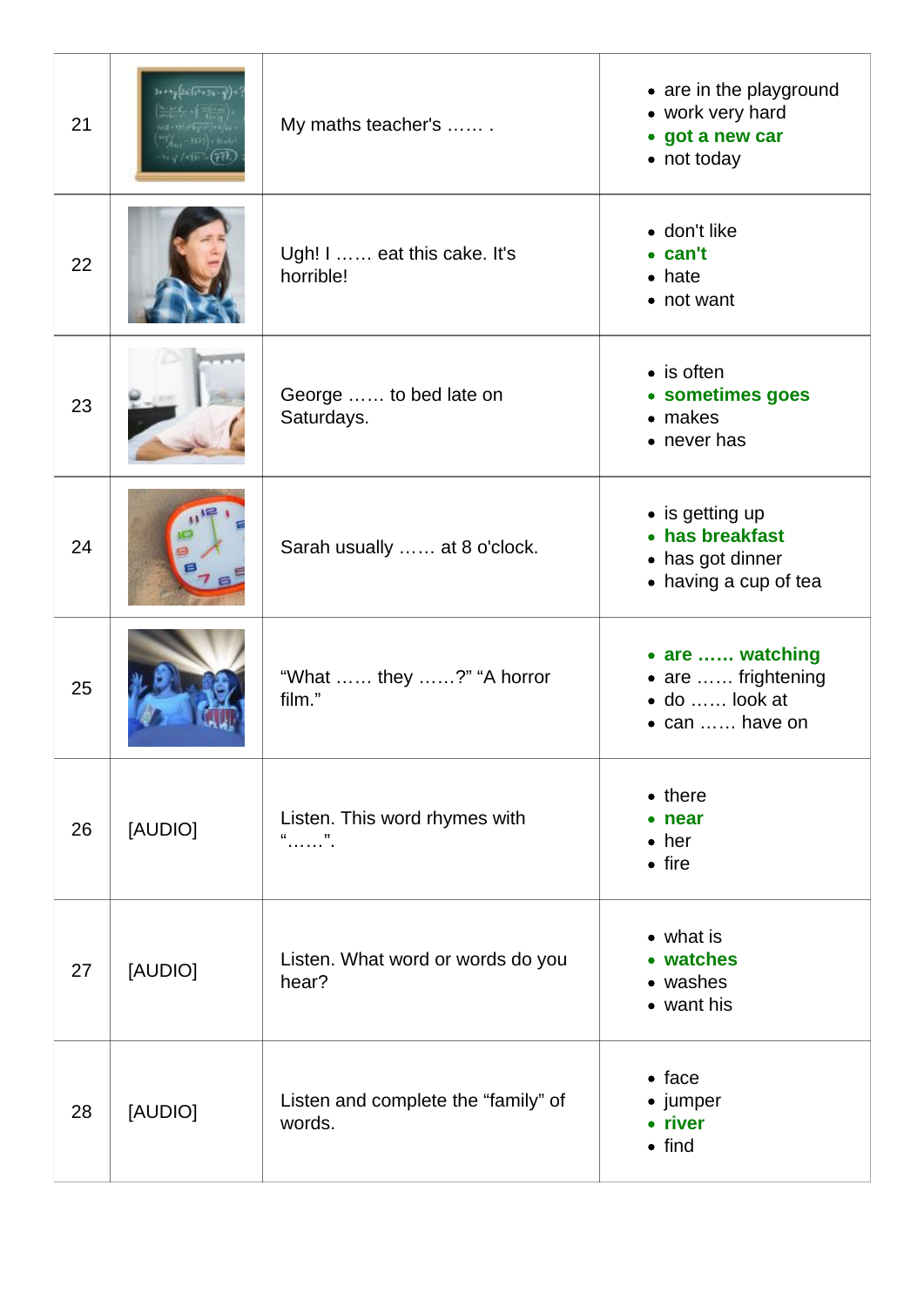| | | | |
|---|---|---|---|
| 21 | | My maths teacher's …… . | • are in the playground<br>• work very hard<br>• **got a new car**<br>• not today |
| 22 | | Ugh! I …… eat this cake. It's horrible! | • don't like<br>• **can't**<br>• hate<br>• not want |
| 23 | | George …… to bed late on Saturdays. | • is often<br>• **sometimes goes**<br>• makes<br>• never has |
| 24 | | Sarah usually …… at 8 o'clock. | • is getting up<br>• **has breakfast**<br>• has got dinner<br>• having a cup of tea |
| 25 | | "What …… they ……?" "A horror film." | • **are …… watching**<br>• are …… frightening<br>• do …… look at<br>• can …… have on |
| 26 | [AUDIO] | Listen. This word rhymes with "……". | • there<br>• **near**<br>• her<br>• fire |
| 27 | [AUDIO] | Listen. What word or words do you hear? | • what is<br>• **watches**<br>• washes<br>• want his |
| 28 | [AUDIO] | Listen and complete the "family" of words. | • face<br>• jumper<br>• **river**<br>• find |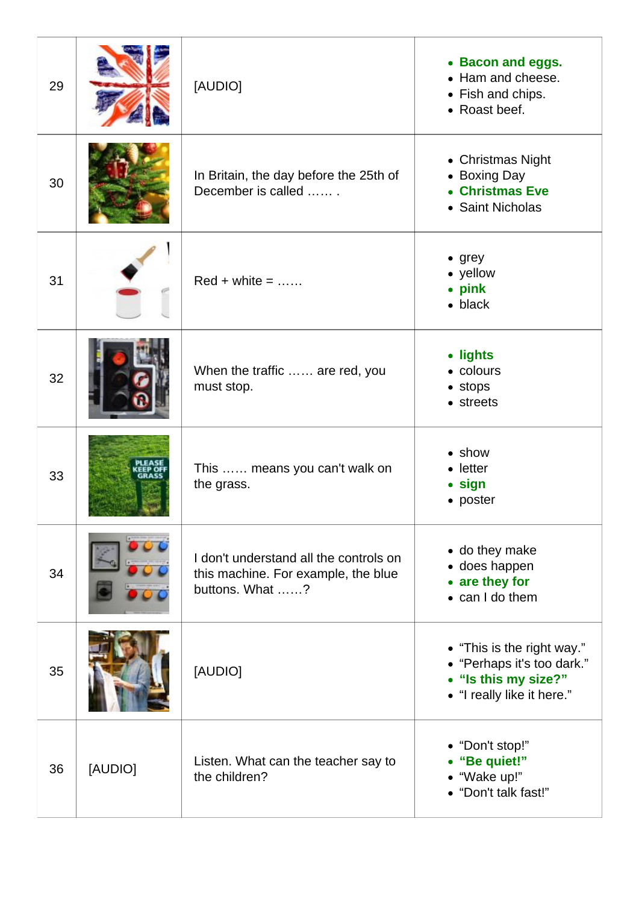| | | | |
|---|---|---|---|
| 29 | | [AUDIO] | • **Bacon and eggs.**<br>• Ham and cheese.<br>• Fish and chips.<br>• Roast beef. |
| 30 | | In Britain, the day before the 25th of December is called …… . | • Christmas Night<br>• Boxing Day<br>• **Christmas Eve**<br>• Saint Nicholas |
| 31 | | Red + white = …… | • grey<br>• yellow<br>• **pink**<br>• black |
| 32 | | When the traffic …… are red, you must stop. | • **lights**<br>• colours<br>• stops<br>• streets |
| 33 | | This …… means you can't walk on the grass. | • show<br>• letter<br>• **sign**<br>• poster |
| 34 | | I don't understand all the controls on this machine. For example, the blue buttons. What ……? | • do they make<br>• does happen<br>• **are they for**<br>• can I do them |
| 35 | | [AUDIO] | • "This is the right way."<br>• "Perhaps it's too dark."<br>• **"Is this my size?"**<br>• "I really like it here." |
| 36 | [AUDIO] | Listen. What can the teacher say to the children? | • "Don't stop!"<br>• **"Be quiet!"**<br>• "Wake up!"<br>• "Don't talk fast!" |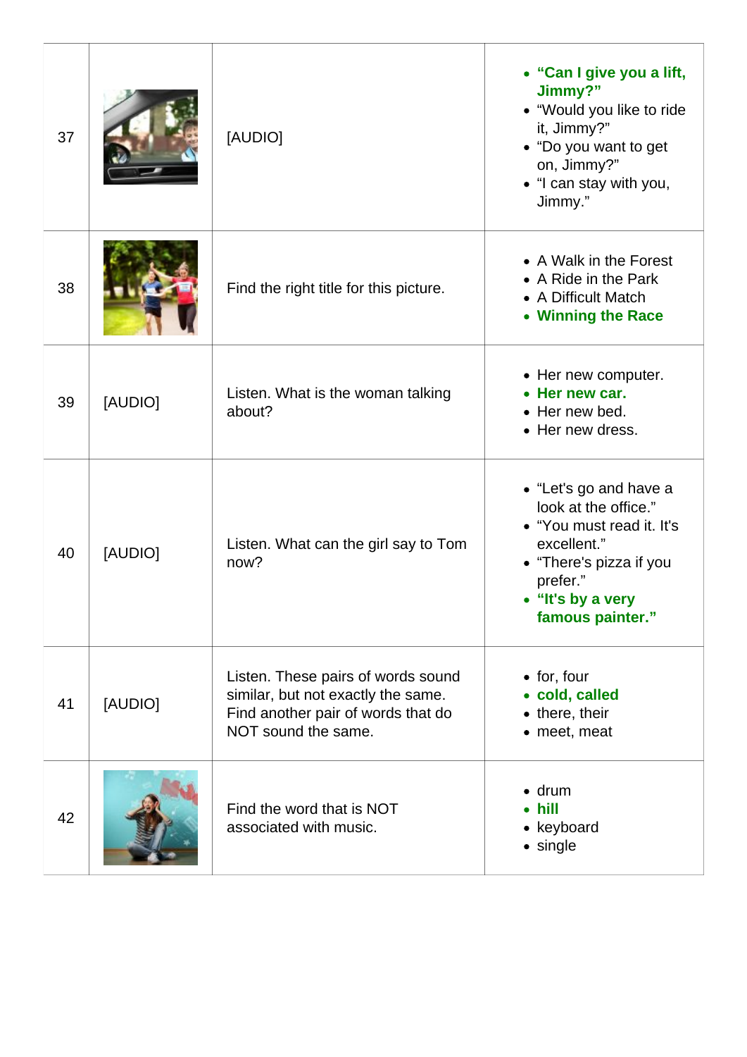| | | | |
|---|---|---|---|
| 37 | | [AUDIO] | • **"Can I give you a lift, Jimmy?"**<br>• "Would you like to ride it, Jimmy?"<br>• "Do you want to get on, Jimmy?"<br>• "I can stay with you, Jimmy." |
| 38 | | Find the right title for this picture. | • A Walk in the Forest<br>• A Ride in the Park<br>• A Difficult Match<br>• **Winning the Race** |
| 39 | [AUDIO] | Listen. What is the woman talking about? | • Her new computer.<br>• **Her new car.**<br>• Her new bed.<br>• Her new dress. |
| 40 | [AUDIO] | Listen. What can the girl say to Tom now? | • "Let's go and have a look at the office."<br>• "You must read it. It's excellent."<br>• "There's pizza if you prefer."<br>• **"It's by a very famous painter."** |
| 41 | [AUDIO] | Listen. These pairs of words sound similar, but not exactly the same. Find another pair of words that do NOT sound the same. | • for, four<br>• **cold, called**<br>• there, their<br>• meet, meat |
| 42 | | Find the word that is NOT associated with music. | • drum<br>• **hill**<br>• keyboard<br>• single |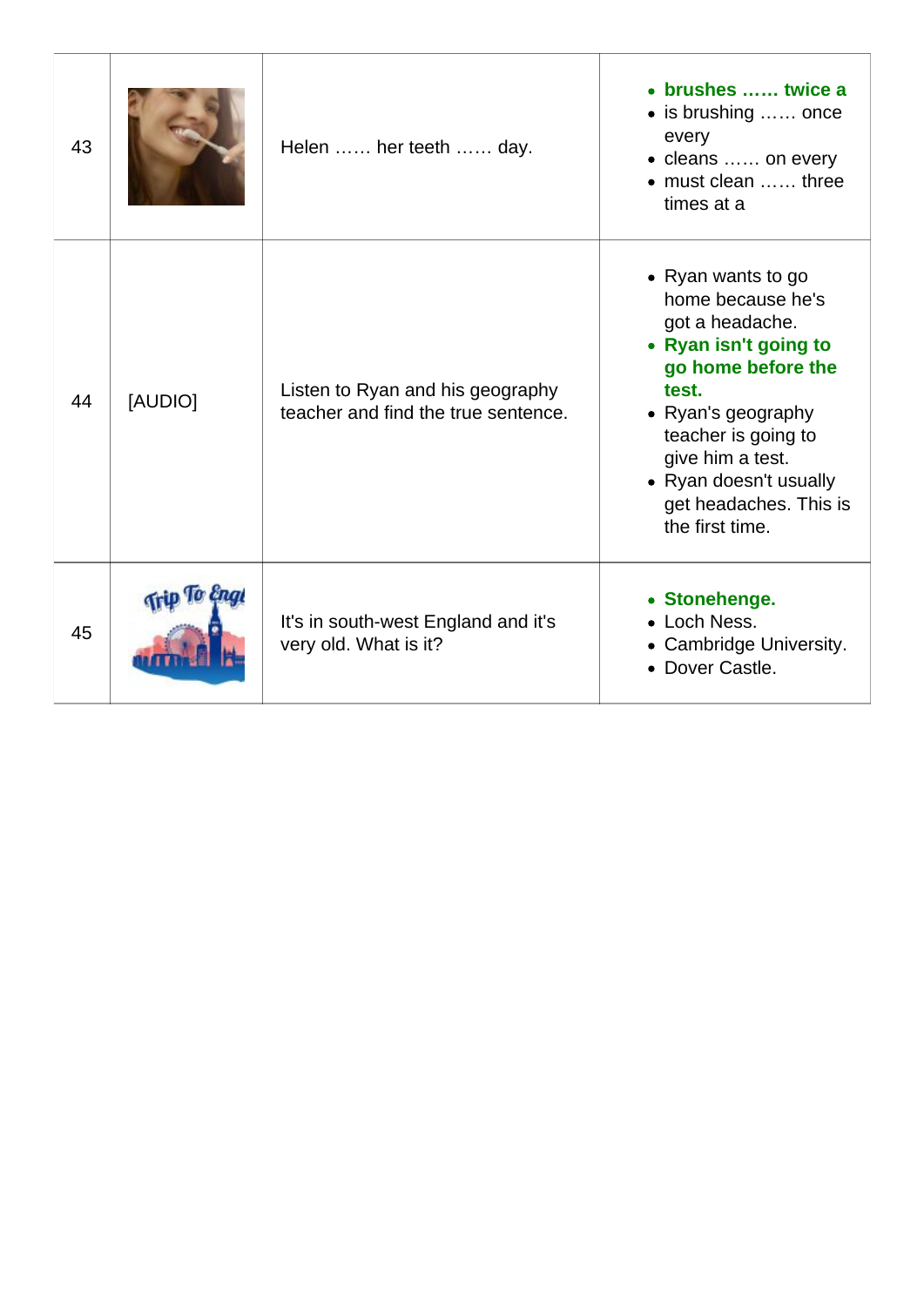| | | | |
|---|---|---|---|
| 43 | | Helen …… her teeth …… day. | • **brushes …… twice a**<br>• is brushing …… once every<br>• cleans …… on every<br>• must clean …… three times at a |
| 44 | [AUDIO] | Listen to Ryan and his geography teacher and find the true sentence. | • Ryan wants to go home because he's got a headache.<br>• **Ryan isn't going to go home before the test.**<br>• Ryan's geography teacher is going to give him a test.<br>• Ryan doesn't usually get headaches. This is the first time. |
| 45 | | It's in south-west England and it's very old. What is it? | • **Stonehenge.**<br>• Loch Ness.<br>• Cambridge University.<br>• Dover Castle. |